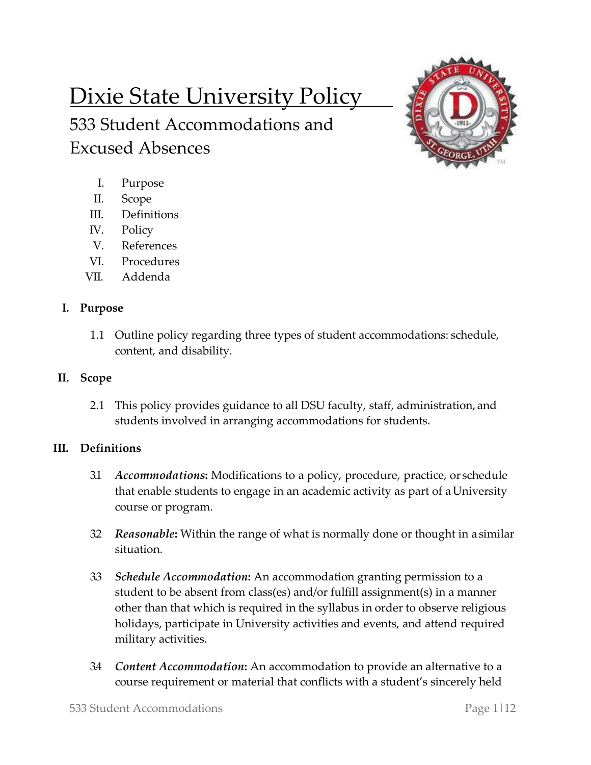# Dixie State University Policy

## 533 Student Accommodations and Excused Absences

I. Purpose
II. Scope
III. Definitions
IV. Policy
V. References
VI. Procedures
VII. Addenda

### I. Purpose

1.1 Outline policy regarding three types of student accommodations: schedule, content, and disability.

### II. Scope

2.1 This policy provides guidance to all DSU faculty, staff, administration, and students involved in arranging accommodations for students.

### III. Definitions

3.1 ***Accommodations*:** Modifications to a policy, procedure, practice, or schedule that enable students to engage in an academic activity as part of a University course or program.

3.2 ***Reasonable*:** Within the range of what is normally done or thought in a similar situation.

3.3 ***Schedule Accommodation*:** An accommodation granting permission to a student to be absent from class(es) and/or fulfill assignment(s) in a manner other than that which is required in the syllabus in order to observe religious holidays, participate in University activities and events, and attend required military activities.

3.4 ***Content Accommodation*:** An accommodation to provide an alternative to a course requirement or material that conflicts with a student's sincerely held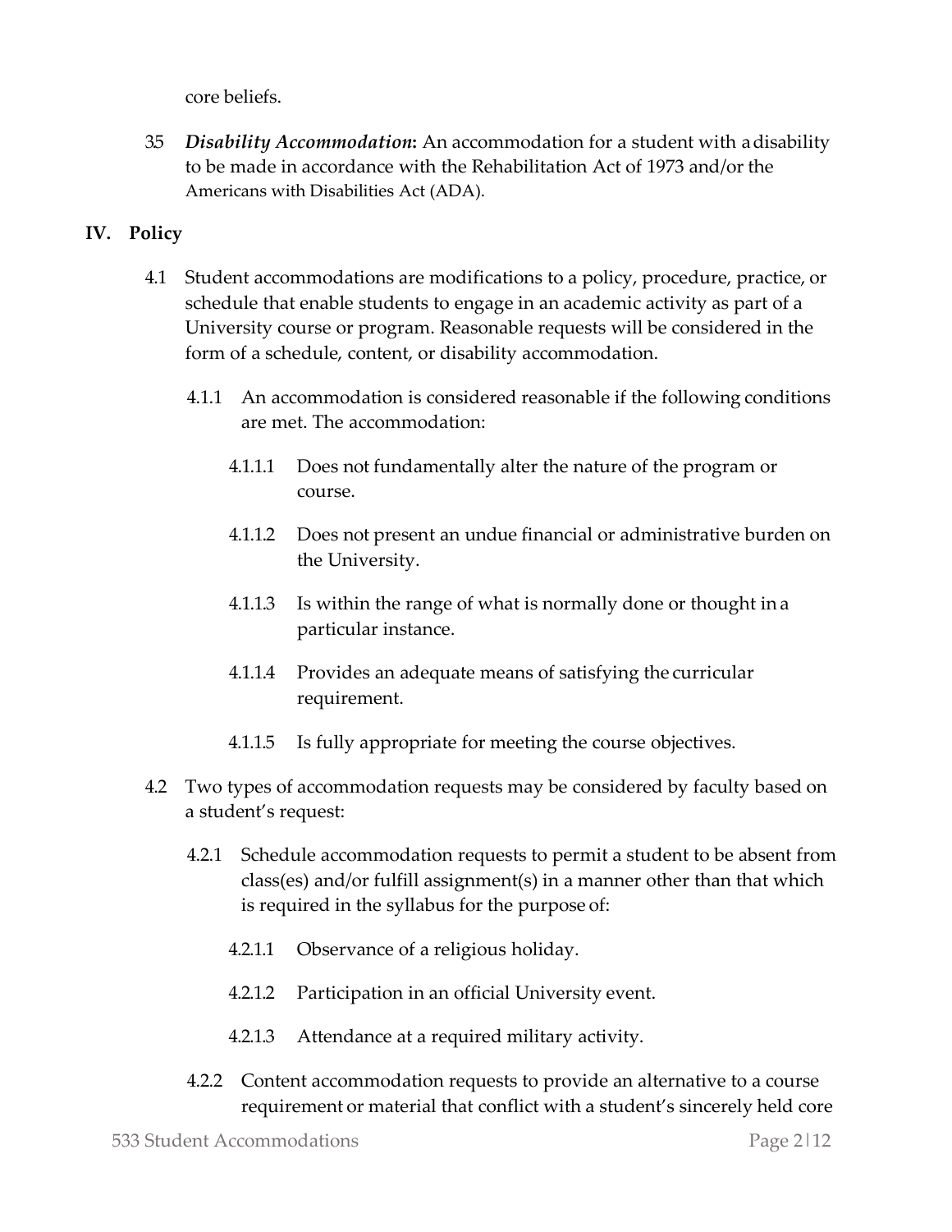core beliefs.

3.5 ***Disability Accommodation*:** An accommodation for a student with a disability to be made in accordance with the Rehabilitation Act of 1973 and/or the Americans with Disabilities Act (ADA).

## IV. Policy

4.1 Student accommodations are modifications to a policy, procedure, practice, or schedule that enable students to engage in an academic activity as part of a University course or program. Reasonable requests will be considered in the form of a schedule, content, or disability accommodation.

4.1.1 An accommodation is considered reasonable if the following conditions are met. The accommodation:

4.1.1.1 Does not fundamentally alter the nature of the program or course.

4.1.1.2 Does not present an undue financial or administrative burden on the University.

4.1.1.3 Is within the range of what is normally done or thought in a particular instance.

4.1.1.4 Provides an adequate means of satisfying the curricular requirement.

4.1.1.5 Is fully appropriate for meeting the course objectives.

4.2 Two types of accommodation requests may be considered by faculty based on a student's request:

4.2.1 Schedule accommodation requests to permit a student to be absent from class(es) and/or fulfill assignment(s) in a manner other than that which is required in the syllabus for the purpose of:

4.2.1.1 Observance of a religious holiday.

4.2.1.2 Participation in an official University event.

4.2.1.3 Attendance at a required military activity.

4.2.2 Content accommodation requests to provide an alternative to a course requirement or material that conflict with a student's sincerely held core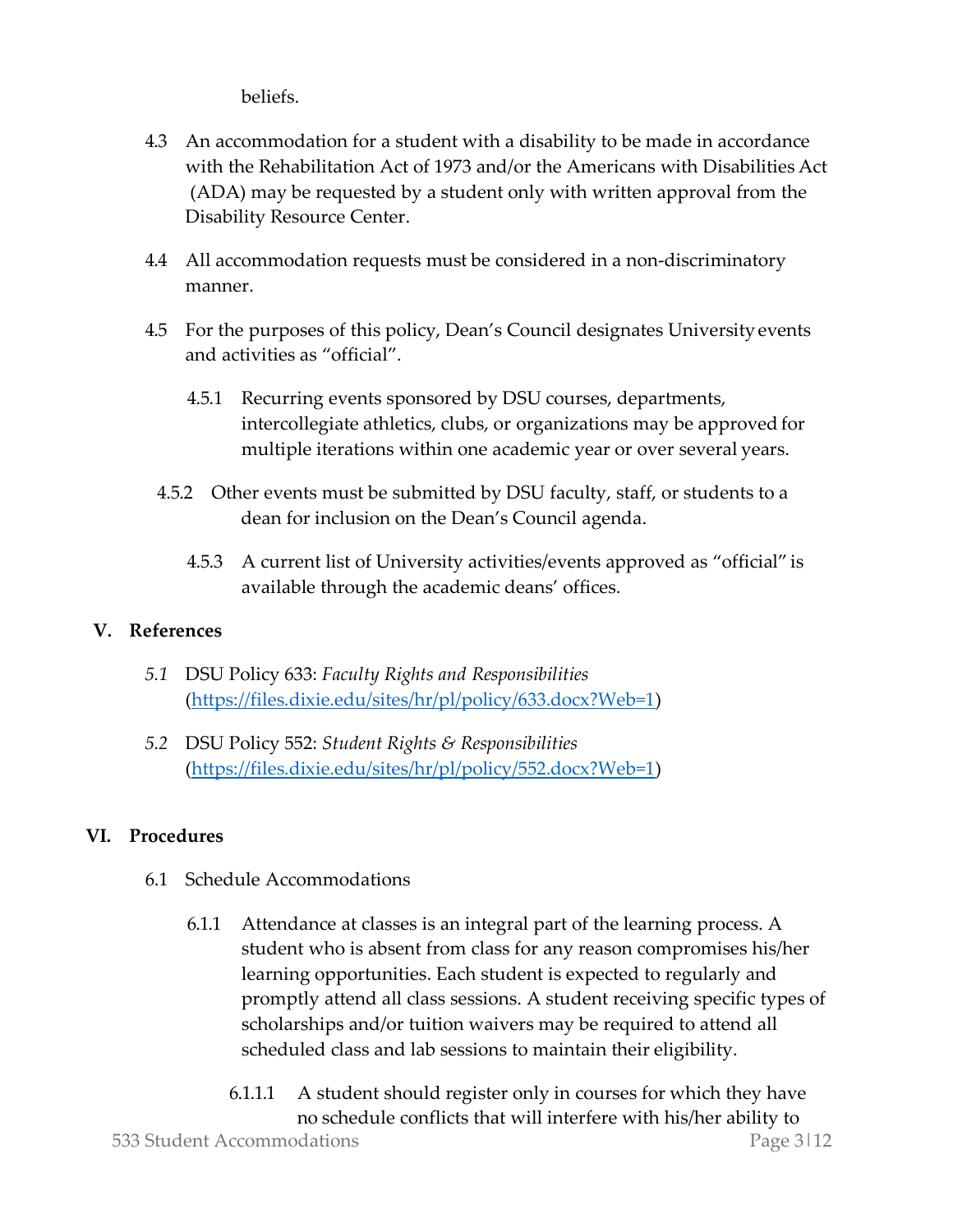beliefs.

4.3 An accommodation for a student with a disability to be made in accordance with the Rehabilitation Act of 1973 and/or the Americans with Disabilities Act (ADA) may be requested by a student only with written approval from the Disability Resource Center.

4.4 All accommodation requests must be considered in a non-discriminatory manner.

4.5 For the purposes of this policy, Dean's Council designates University events and activities as "official".

4.5.1 Recurring events sponsored by DSU courses, departments, intercollegiate athletics, clubs, or organizations may be approved for multiple iterations within one academic year or over several years.

4.5.2 Other events must be submitted by DSU faculty, staff, or students to a dean for inclusion on the Dean's Council agenda.

4.5.3 A current list of University activities/events approved as "official" is available through the academic deans' offices.

## V. References

*5.1* DSU Policy 633: *Faculty Rights and Responsibilities* (https://files.dixie.edu/sites/hr/pl/policy/633.docx?Web=1)

*5.2* DSU Policy 552: *Student Rights & Responsibilities* (https://files.dixie.edu/sites/hr/pl/policy/552.docx?Web=1)

## VI. Procedures

6.1 Schedule Accommodations

6.1.1 Attendance at classes is an integral part of the learning process. A student who is absent from class for any reason compromises his/her learning opportunities. Each student is expected to regularly and promptly attend all class sessions. A student receiving specific types of scholarships and/or tuition waivers may be required to attend all scheduled class and lab sessions to maintain their eligibility.

6.1.1.1 A student should register only in courses for which they have no schedule conflicts that will interfere with his/her ability to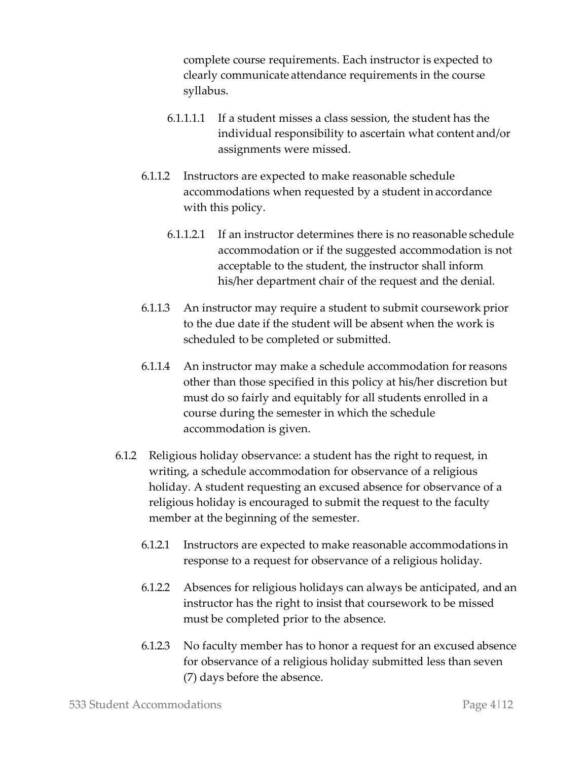complete course requirements. Each instructor is expected to clearly communicate attendance requirements in the course syllabus.

6.1.1.1.1 If a student misses a class session, the student has the individual responsibility to ascertain what content and/or assignments were missed.

6.1.1.2 Instructors are expected to make reasonable schedule accommodations when requested by a student in accordance with this policy.

6.1.1.2.1 If an instructor determines there is no reasonable schedule accommodation or if the suggested accommodation is not acceptable to the student, the instructor shall inform his/her department chair of the request and the denial.

6.1.1.3 An instructor may require a student to submit coursework prior to the due date if the student will be absent when the work is scheduled to be completed or submitted.

6.1.1.4 An instructor may make a schedule accommodation for reasons other than those specified in this policy at his/her discretion but must do so fairly and equitably for all students enrolled in a course during the semester in which the schedule accommodation is given.

6.1.2 Religious holiday observance: a student has the right to request, in writing, a schedule accommodation for observance of a religious holiday. A student requesting an excused absence for observance of a religious holiday is encouraged to submit the request to the faculty member at the beginning of the semester.

6.1.2.1 Instructors are expected to make reasonable accommodations in response to a request for observance of a religious holiday.

6.1.2.2 Absences for religious holidays can always be anticipated, and an instructor has the right to insist that coursework to be missed must be completed prior to the absence.

6.1.2.3 No faculty member has to honor a request for an excused absence for observance of a religious holiday submitted less than seven (7) days before the absence.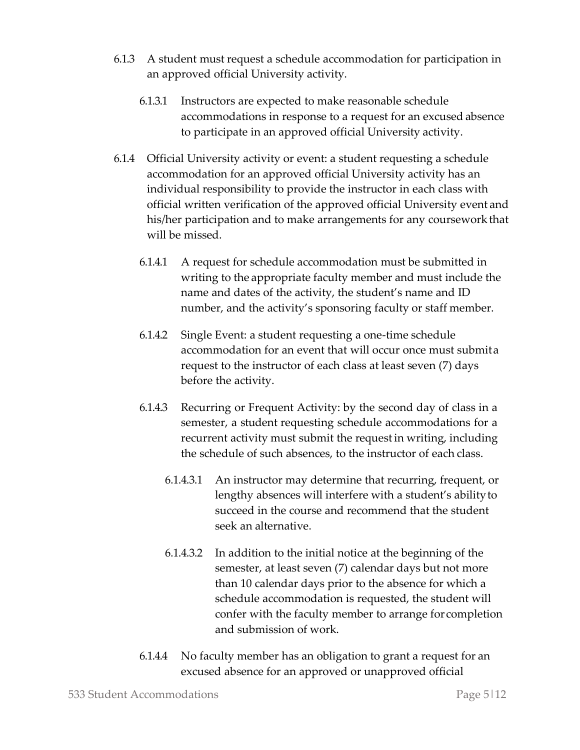6.1.3 A student must request a schedule accommodation for participation in an approved official University activity.

6.1.3.1 Instructors are expected to make reasonable schedule accommodations in response to a request for an excused absence to participate in an approved official University activity.

6.1.4 Official University activity or event: a student requesting a schedule accommodation for an approved official University activity has an individual responsibility to provide the instructor in each class with official written verification of the approved official University event and his/her participation and to make arrangements for any coursework that will be missed.

6.1.4.1 A request for schedule accommodation must be submitted in writing to the appropriate faculty member and must include the name and dates of the activity, the student's name and ID number, and the activity's sponsoring faculty or staff member.

6.1.4.2 Single Event: a student requesting a one-time schedule accommodation for an event that will occur once must submit a request to the instructor of each class at least seven (7) days before the activity.

6.1.4.3 Recurring or Frequent Activity: by the second day of class in a semester, a student requesting schedule accommodations for a recurrent activity must submit the request in writing, including the schedule of such absences, to the instructor of each class.

6.1.4.3.1 An instructor may determine that recurring, frequent, or lengthy absences will interfere with a student's ability to succeed in the course and recommend that the student seek an alternative.

6.1.4.3.2 In addition to the initial notice at the beginning of the semester, at least seven (7) calendar days but not more than 10 calendar days prior to the absence for which a schedule accommodation is requested, the student will confer with the faculty member to arrange for completion and submission of work.

6.1.4.4 No faculty member has an obligation to grant a request for an excused absence for an approved or unapproved official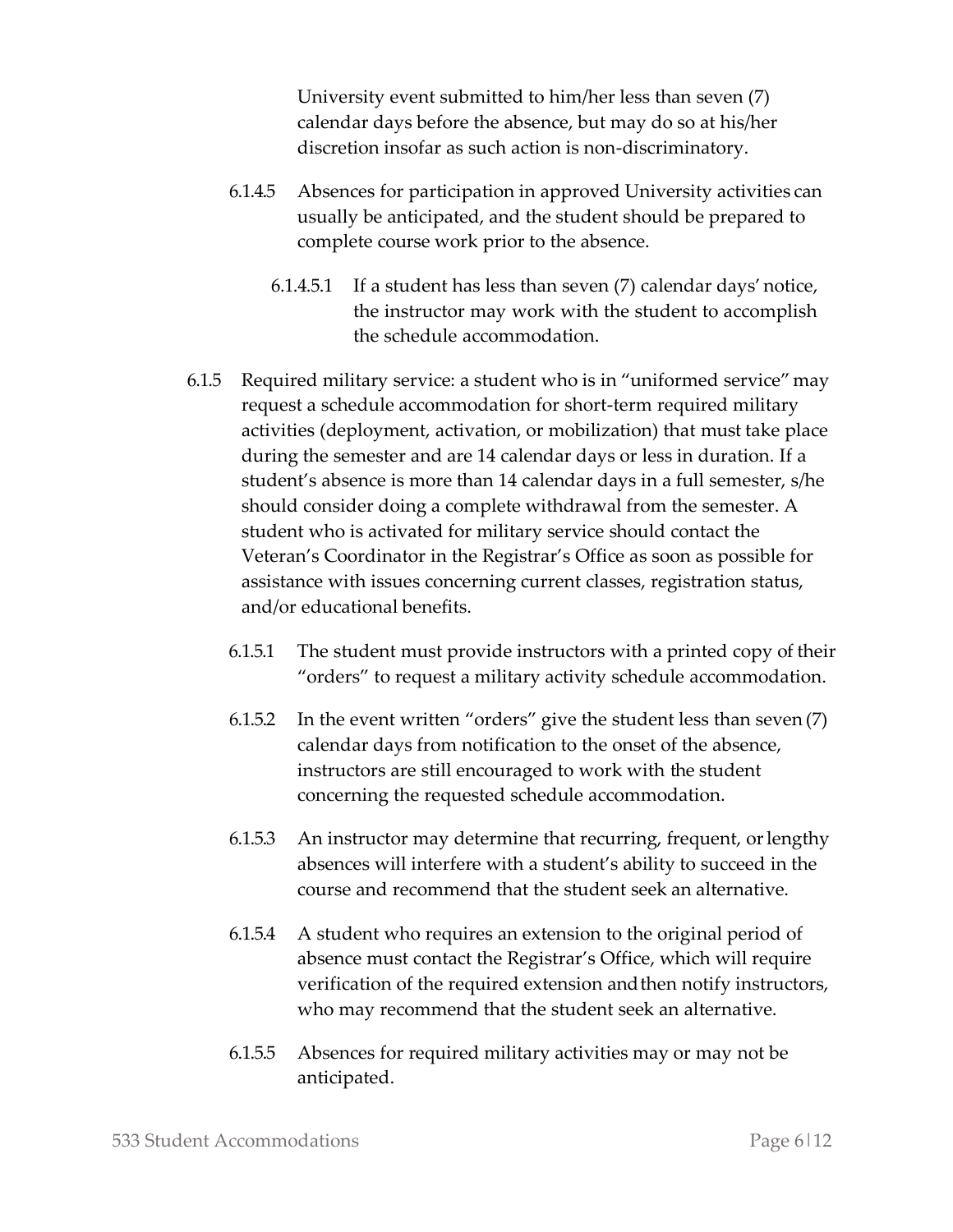University event submitted to him/her less than seven (7) calendar days before the absence, but may do so at his/her discretion insofar as such action is non-discriminatory.

6.1.4.5 Absences for participation in approved University activities can usually be anticipated, and the student should be prepared to complete course work prior to the absence.

6.1.4.5.1 If a student has less than seven (7) calendar days' notice, the instructor may work with the student to accomplish the schedule accommodation.

6.1.5 Required military service: a student who is in "uniformed service" may request a schedule accommodation for short-term required military activities (deployment, activation, or mobilization) that must take place during the semester and are 14 calendar days or less in duration. If a student's absence is more than 14 calendar days in a full semester, s/he should consider doing a complete withdrawal from the semester. A student who is activated for military service should contact the Veteran's Coordinator in the Registrar's Office as soon as possible for assistance with issues concerning current classes, registration status, and/or educational benefits.

6.1.5.1 The student must provide instructors with a printed copy of their "orders" to request a military activity schedule accommodation.

6.1.5.2 In the event written "orders" give the student less than seven (7) calendar days from notification to the onset of the absence, instructors are still encouraged to work with the student concerning the requested schedule accommodation.

6.1.5.3 An instructor may determine that recurring, frequent, or lengthy absences will interfere with a student's ability to succeed in the course and recommend that the student seek an alternative.

6.1.5.4 A student who requires an extension to the original period of absence must contact the Registrar's Office, which will require verification of the required extension and then notify instructors, who may recommend that the student seek an alternative.

6.1.5.5 Absences for required military activities may or may not be anticipated.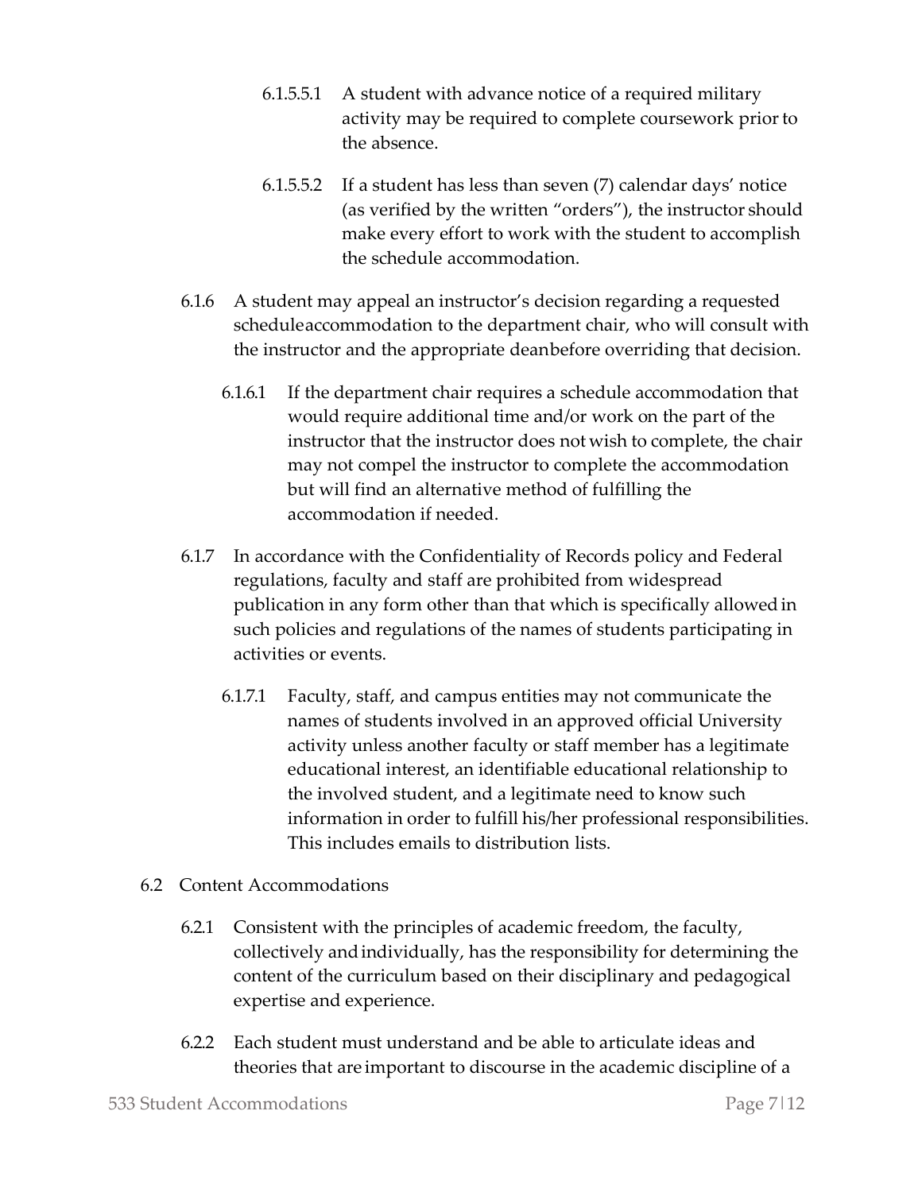6.1.5.5.1 A student with advance notice of a required military activity may be required to complete coursework prior to the absence.

6.1.5.5.2 If a student has less than seven (7) calendar days' notice (as verified by the written "orders"), the instructor should make every effort to work with the student to accomplish the schedule accommodation.

6.1.6 A student may appeal an instructor's decision regarding a requested scheduleaccommodation to the department chair, who will consult with the instructor and the appropriate deanbefore overriding that decision.

6.1.6.1 If the department chair requires a schedule accommodation that would require additional time and/or work on the part of the instructor that the instructor does not wish to complete, the chair may not compel the instructor to complete the accommodation but will find an alternative method of fulfilling the accommodation if needed.

6.1.7 In accordance with the Confidentiality of Records policy and Federal regulations, faculty and staff are prohibited from widespread publication in any form other than that which is specifically allowed in such policies and regulations of the names of students participating in activities or events.

6.1.7.1 Faculty, staff, and campus entities may not communicate the names of students involved in an approved official University activity unless another faculty or staff member has a legitimate educational interest, an identifiable educational relationship to the involved student, and a legitimate need to know such information in order to fulfill his/her professional responsibilities. This includes emails to distribution lists.

6.2 Content Accommodations

6.2.1 Consistent with the principles of academic freedom, the faculty, collectively and individually, has the responsibility for determining the content of the curriculum based on their disciplinary and pedagogical expertise and experience.

6.2.2 Each student must understand and be able to articulate ideas and theories that are important to discourse in the academic discipline of a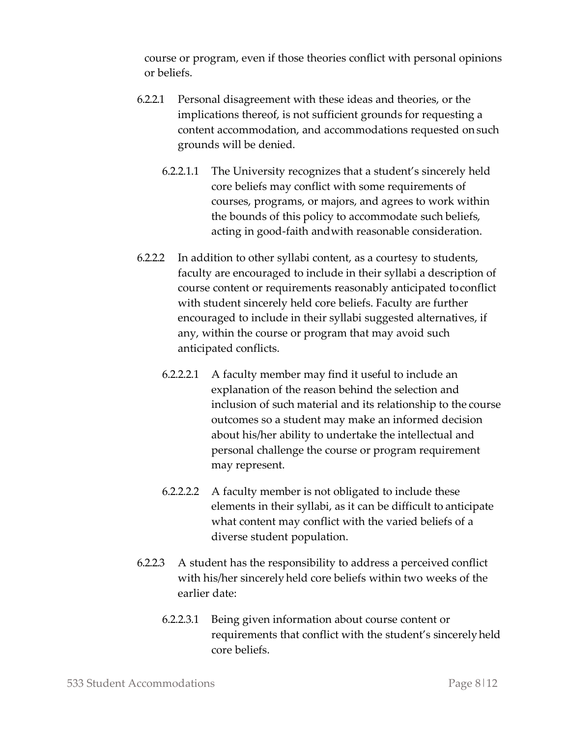course or program, even if those theories conflict with personal opinions or beliefs.

6.2.2.1 Personal disagreement with these ideas and theories, or the implications thereof, is not sufficient grounds for requesting a content accommodation, and accommodations requested on such grounds will be denied.

6.2.2.1.1 The University recognizes that a student's sincerely held core beliefs may conflict with some requirements of courses, programs, or majors, and agrees to work within the bounds of this policy to accommodate such beliefs, acting in good-faith and with reasonable consideration.

6.2.2.2 In addition to other syllabi content, as a courtesy to students, faculty are encouraged to include in their syllabi a description of course content or requirements reasonably anticipated to conflict with student sincerely held core beliefs. Faculty are further encouraged to include in their syllabi suggested alternatives, if any, within the course or program that may avoid such anticipated conflicts.

6.2.2.2.1 A faculty member may find it useful to include an explanation of the reason behind the selection and inclusion of such material and its relationship to the course outcomes so a student may make an informed decision about his/her ability to undertake the intellectual and personal challenge the course or program requirement may represent.

6.2.2.2.2 A faculty member is not obligated to include these elements in their syllabi, as it can be difficult to anticipate what content may conflict with the varied beliefs of a diverse student population.

6.2.2.3 A student has the responsibility to address a perceived conflict with his/her sincerely held core beliefs within two weeks of the earlier date:

6.2.2.3.1 Being given information about course content or requirements that conflict with the student's sincerely held core beliefs.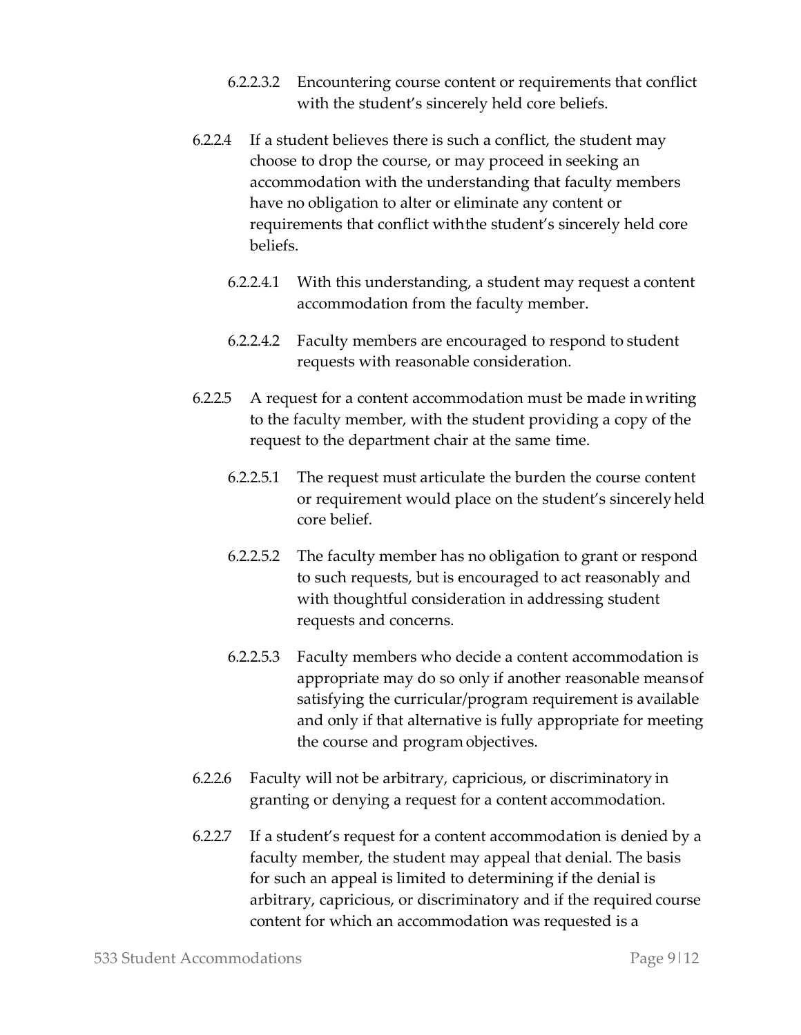6.2.2.3.2 Encountering course content or requirements that conflict with the student's sincerely held core beliefs.

6.2.2.4 If a student believes there is such a conflict, the student may choose to drop the course, or may proceed in seeking an accommodation with the understanding that faculty members have no obligation to alter or eliminate any content or requirements that conflict with the student's sincerely held core beliefs.

6.2.2.4.1 With this understanding, a student may request a content accommodation from the faculty member.

6.2.2.4.2 Faculty members are encouraged to respond to student requests with reasonable consideration.

6.2.2.5 A request for a content accommodation must be made in writing to the faculty member, with the student providing a copy of the request to the department chair at the same time.

6.2.2.5.1 The request must articulate the burden the course content or requirement would place on the student's sincerely held core belief.

6.2.2.5.2 The faculty member has no obligation to grant or respond to such requests, but is encouraged to act reasonably and with thoughtful consideration in addressing student requests and concerns.

6.2.2.5.3 Faculty members who decide a content accommodation is appropriate may do so only if another reasonable means of satisfying the curricular/program requirement is available and only if that alternative is fully appropriate for meeting the course and program objectives.

6.2.2.6 Faculty will not be arbitrary, capricious, or discriminatory in granting or denying a request for a content accommodation.

6.2.2.7 If a student's request for a content accommodation is denied by a faculty member, the student may appeal that denial. The basis for such an appeal is limited to determining if the denial is arbitrary, capricious, or discriminatory and if the required course content for which an accommodation was requested is a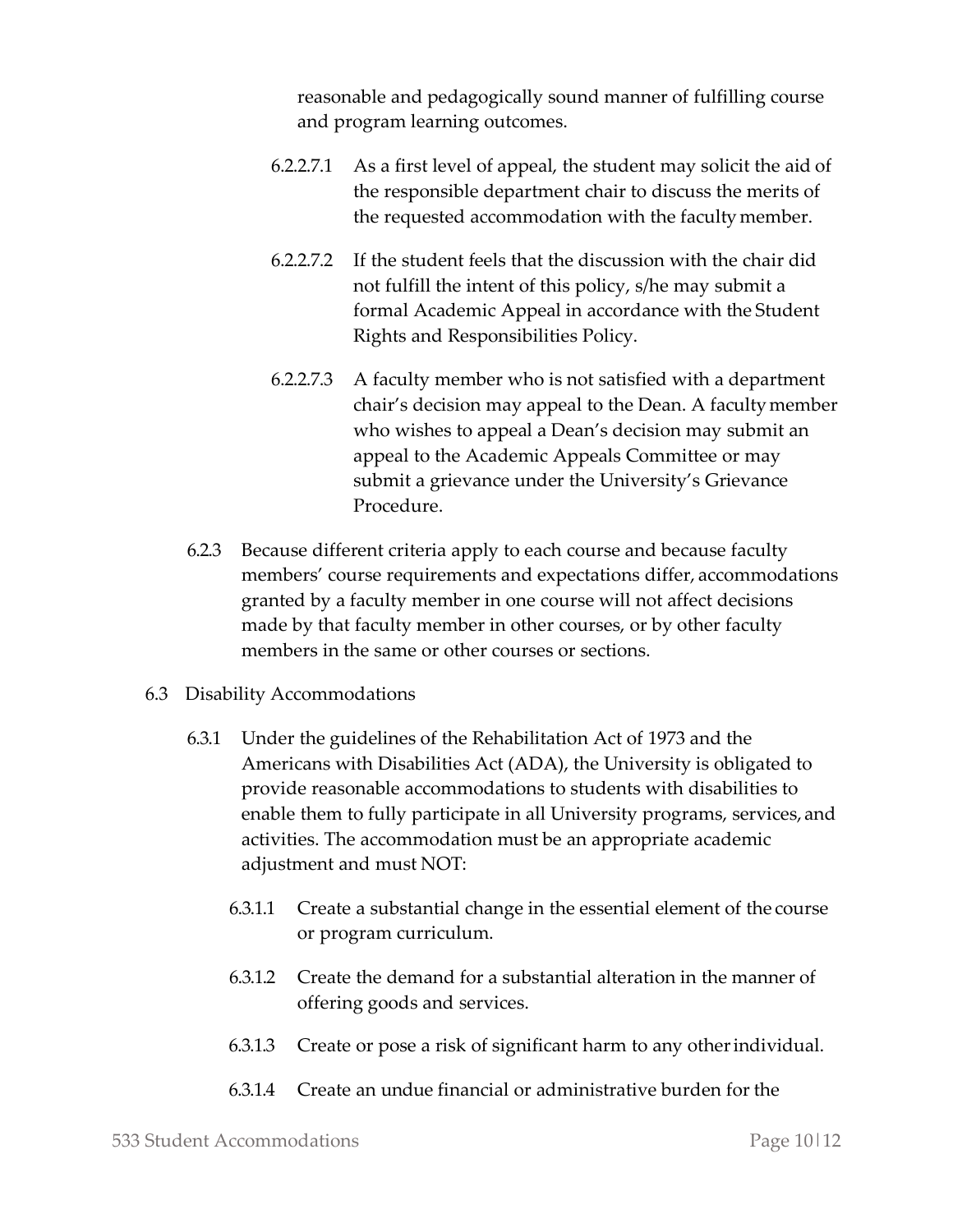reasonable and pedagogically sound manner of fulfilling course and program learning outcomes.

6.2.2.7.1 As a first level of appeal, the student may solicit the aid of the responsible department chair to discuss the merits of the requested accommodation with the faculty member.

6.2.2.7.2 If the student feels that the discussion with the chair did not fulfill the intent of this policy, s/he may submit a formal Academic Appeal in accordance with the Student Rights and Responsibilities Policy.

6.2.2.7.3 A faculty member who is not satisfied with a department chair's decision may appeal to the Dean. A faculty member who wishes to appeal a Dean's decision may submit an appeal to the Academic Appeals Committee or may submit a grievance under the University's Grievance Procedure.

6.2.3 Because different criteria apply to each course and because faculty members' course requirements and expectations differ, accommodations granted by a faculty member in one course will not affect decisions made by that faculty member in other courses, or by other faculty members in the same or other courses or sections.

6.3 Disability Accommodations

6.3.1 Under the guidelines of the Rehabilitation Act of 1973 and the Americans with Disabilities Act (ADA), the University is obligated to provide reasonable accommodations to students with disabilities to enable them to fully participate in all University programs, services, and activities. The accommodation must be an appropriate academic adjustment and must NOT:

6.3.1.1 Create a substantial change in the essential element of the course or program curriculum.

6.3.1.2 Create the demand for a substantial alteration in the manner of offering goods and services.

6.3.1.3 Create or pose a risk of significant harm to any other individual.

6.3.1.4 Create an undue financial or administrative burden for the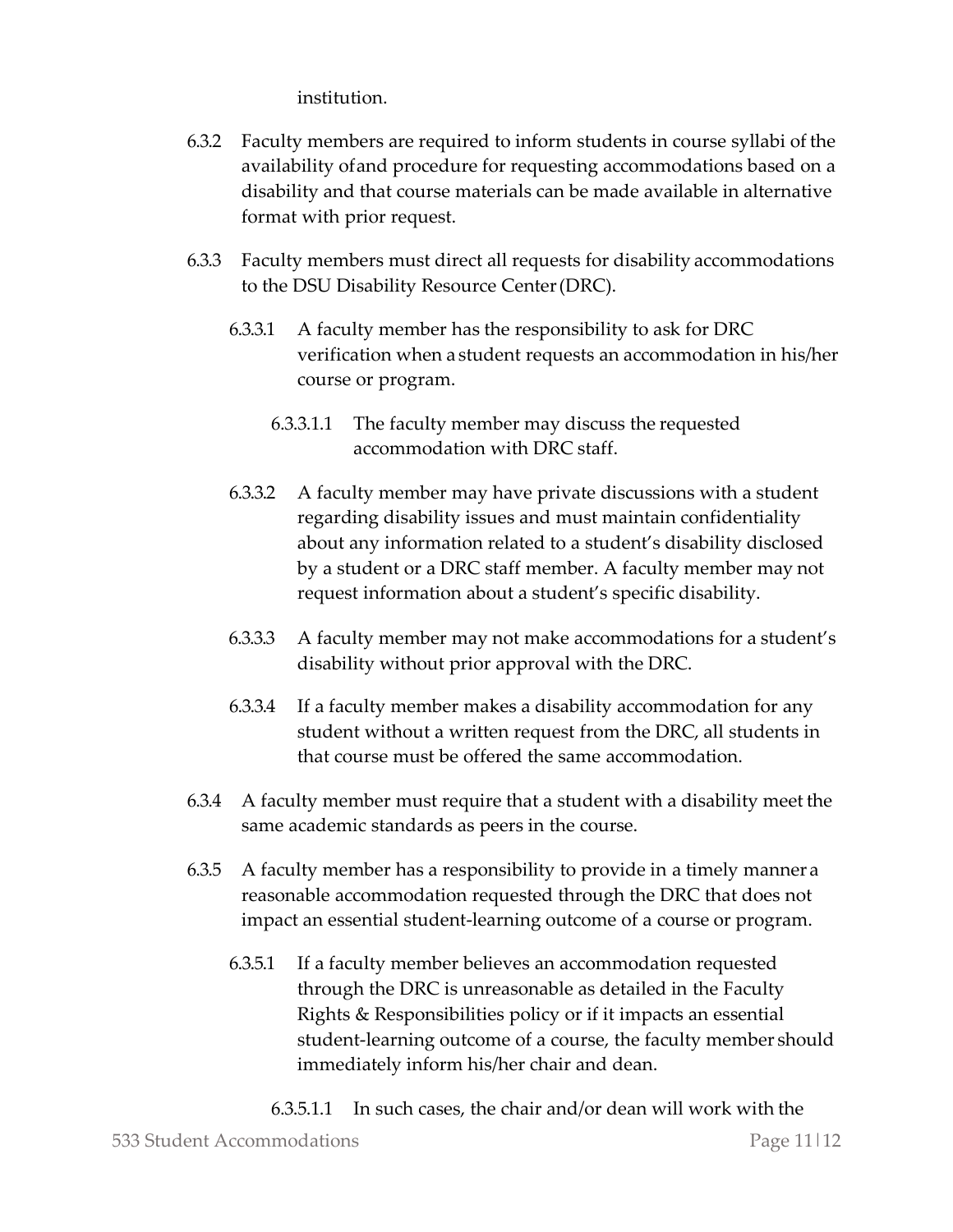institution.

6.3.2 Faculty members are required to inform students in course syllabi of the availability of and procedure for requesting accommodations based on a disability and that course materials can be made available in alternative format with prior request.

6.3.3 Faculty members must direct all requests for disability accommodations to the DSU Disability Resource Center (DRC).

6.3.3.1 A faculty member has the responsibility to ask for DRC verification when a student requests an accommodation in his/her course or program.

6.3.3.1.1 The faculty member may discuss the requested accommodation with DRC staff.

6.3.3.2 A faculty member may have private discussions with a student regarding disability issues and must maintain confidentiality about any information related to a student's disability disclosed by a student or a DRC staff member. A faculty member may not request information about a student's specific disability.

6.3.3.3 A faculty member may not make accommodations for a student's disability without prior approval with the DRC.

6.3.3.4 If a faculty member makes a disability accommodation for any student without a written request from the DRC, all students in that course must be offered the same accommodation.

6.3.4 A faculty member must require that a student with a disability meet the same academic standards as peers in the course.

6.3.5 A faculty member has a responsibility to provide in a timely manner a reasonable accommodation requested through the DRC that does not impact an essential student-learning outcome of a course or program.

6.3.5.1 If a faculty member believes an accommodation requested through the DRC is unreasonable as detailed in the Faculty Rights & Responsibilities policy or if it impacts an essential student-learning outcome of a course, the faculty member should immediately inform his/her chair and dean.

6.3.5.1.1 In such cases, the chair and/or dean will work with the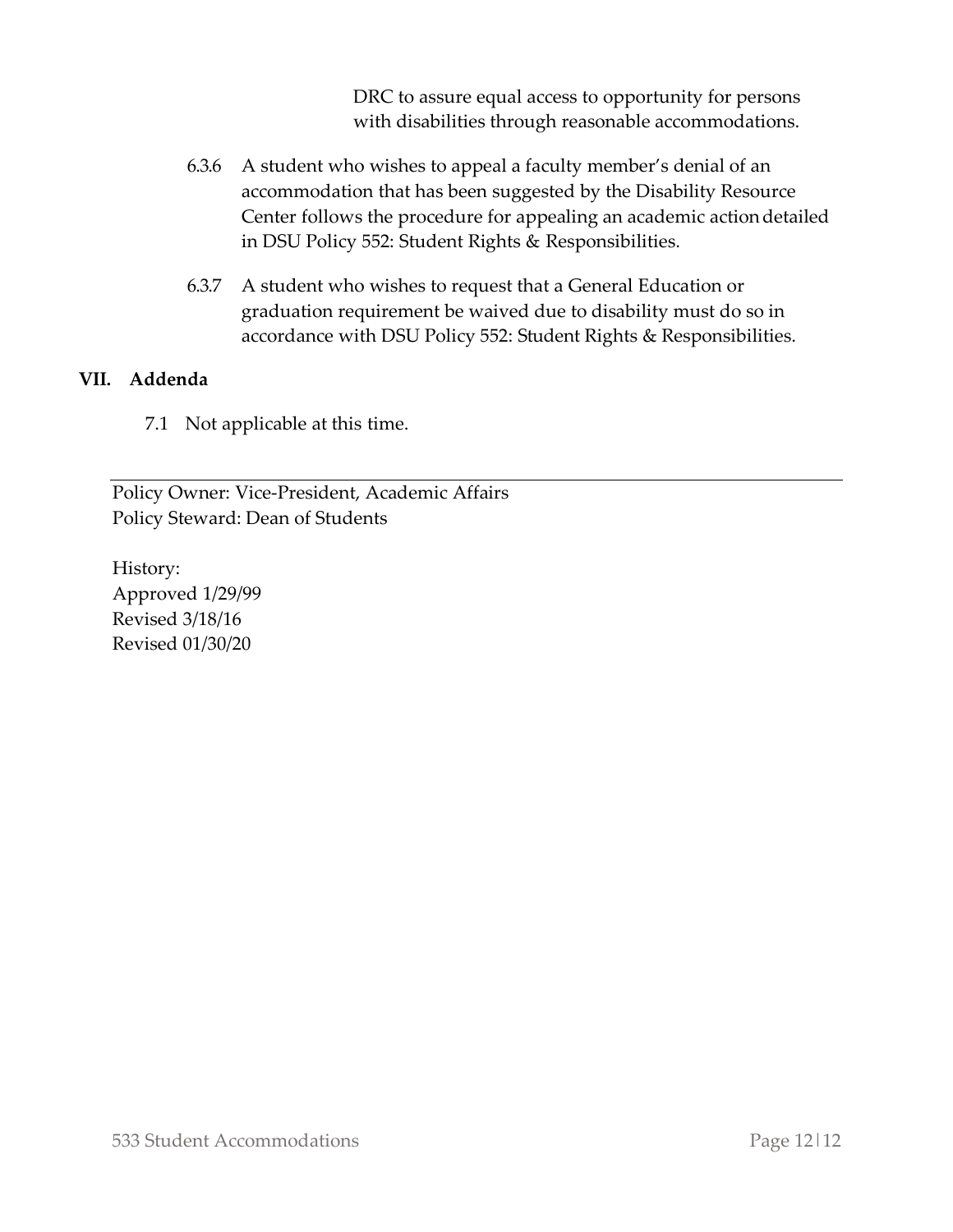DRC to assure equal access to opportunity for persons with disabilities through reasonable accommodations.

6.3.6 A student who wishes to appeal a faculty member's denial of an accommodation that has been suggested by the Disability Resource Center follows the procedure for appealing an academic action detailed in DSU Policy 552: Student Rights & Responsibilities.

6.3.7 A student who wishes to request that a General Education or graduation requirement be waived due to disability must do so in accordance with DSU Policy 552: Student Rights & Responsibilities.

## VII. Addenda

7.1 Not applicable at this time.

---

Policy Owner: Vice-President, Academic Affairs
Policy Steward: Dean of Students

History:
Approved 1/29/99
Revised 3/18/16
Revised 01/30/20